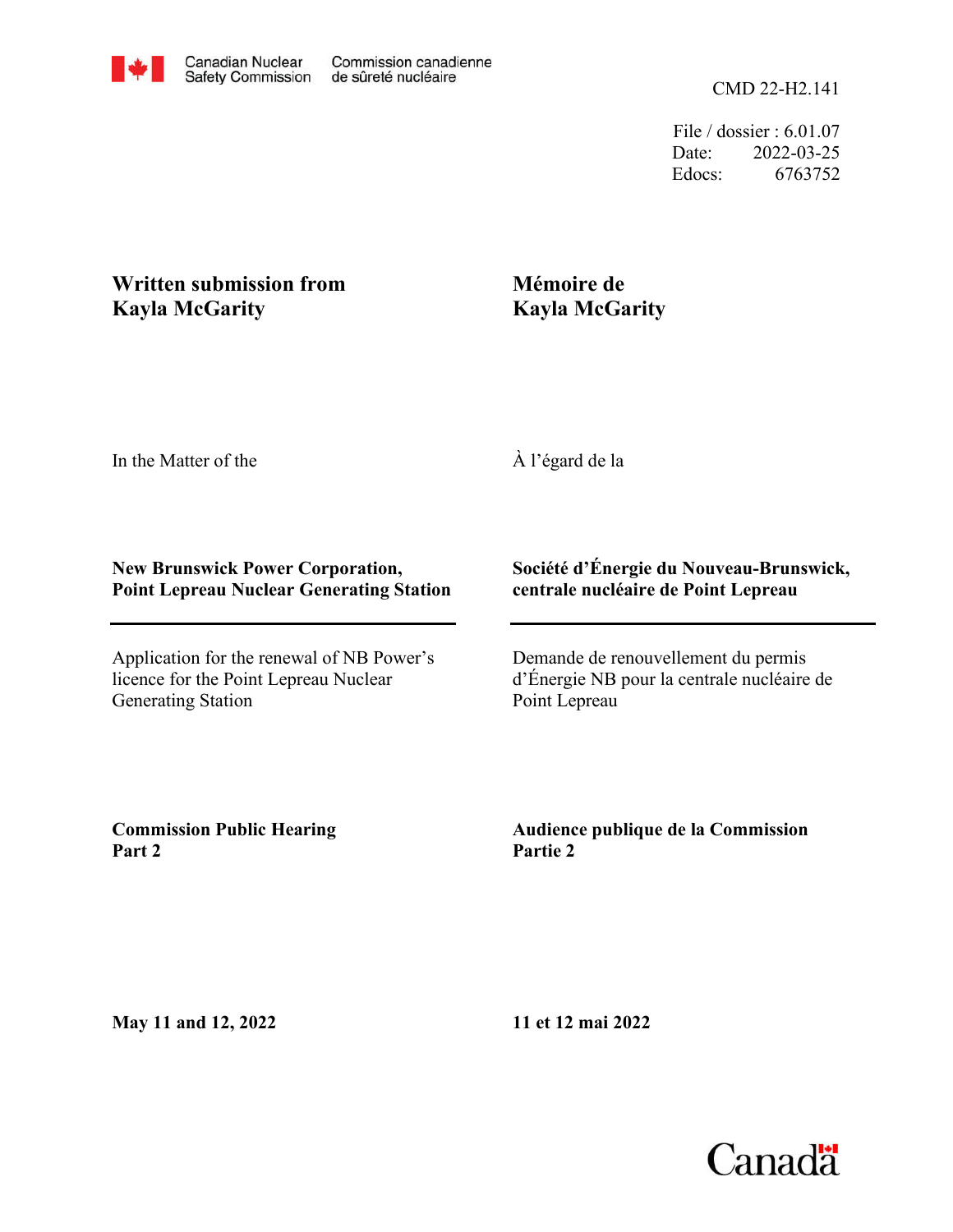Canadian Nuclear Safety Commission / Commission canadienne de sûreté nucléaire

CMD 22-H2.141

File / dossier : 6.01.07
Date: 2022-03-25
Edocs: 6763752

**Written submission from Kayla McGarity**

**Mémoire de Kayla McGarity**

In the Matter of the

À l'égard de la

**New Brunswick Power Corporation, Point Lepreau Nuclear Generating Station**

**Société d'Énergie du Nouveau-Brunswick, centrale nucléaire de Point Lepreau**

Application for the renewal of NB Power's licence for the Point Lepreau Nuclear Generating Station

Demande de renouvellement du permis d'Énergie NB pour la centrale nucléaire de Point Lepreau

**Commission Public Hearing Part 2**

**Audience publique de la Commission Partie 2**

**May 11 and 12, 2022**

**11 et 12 mai 2022**

Canada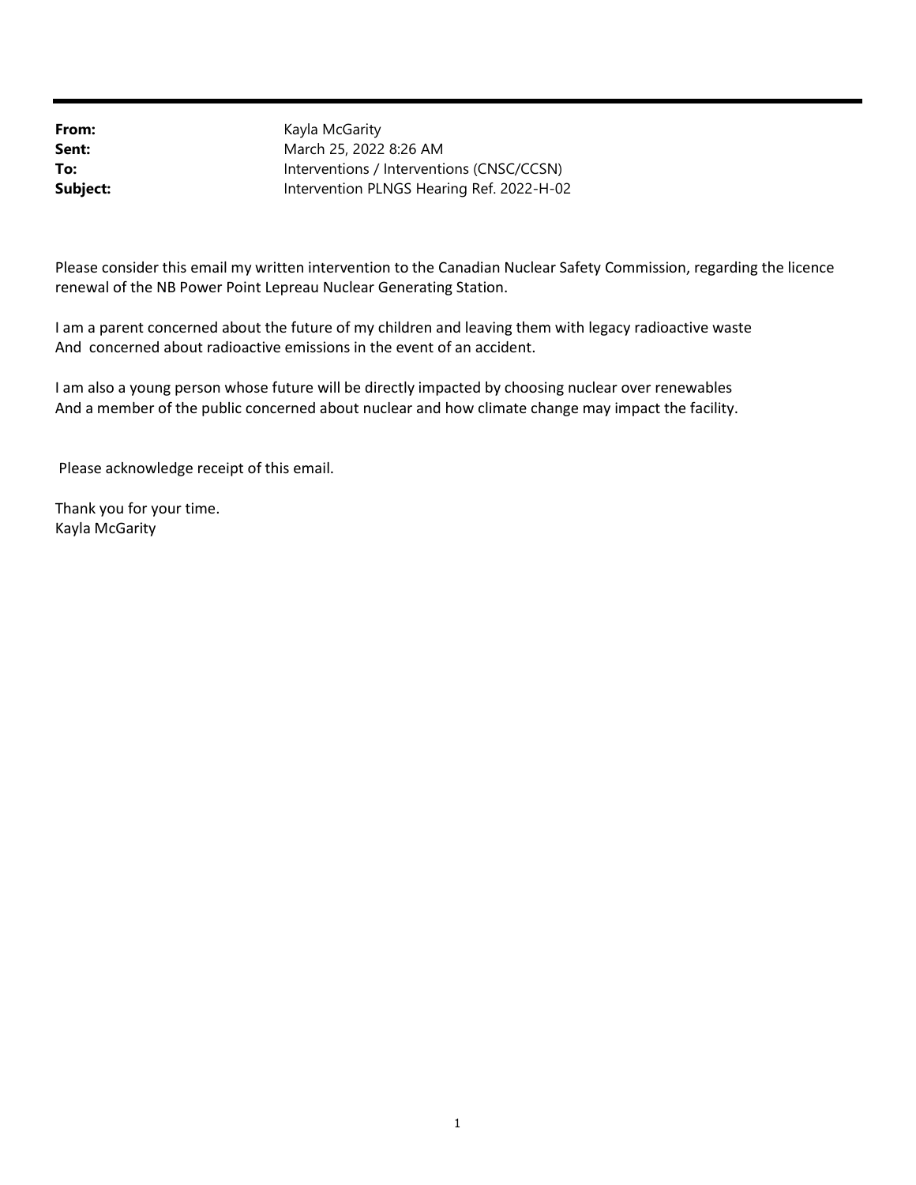**From:** Kayla McGarity
**Sent:** March 25, 2022 8:26 AM
**To:** Interventions / Interventions (CNSC/CCSN)
**Subject:** Intervention PLNGS Hearing Ref. 2022-H-02

Please consider this email my written intervention to the Canadian Nuclear Safety Commission, regarding the licence renewal of the NB Power Point Lepreau Nuclear Generating Station.

I am a parent concerned about the future of my children and leaving them with legacy radioactive waste
And concerned about radioactive emissions in the event of an accident.

I am also a young person whose future will be directly impacted by choosing nuclear over renewables
And a member of the public concerned about nuclear and how climate change may impact the facility.

Please acknowledge receipt of this email.

Thank you for your time.
Kayla McGarity